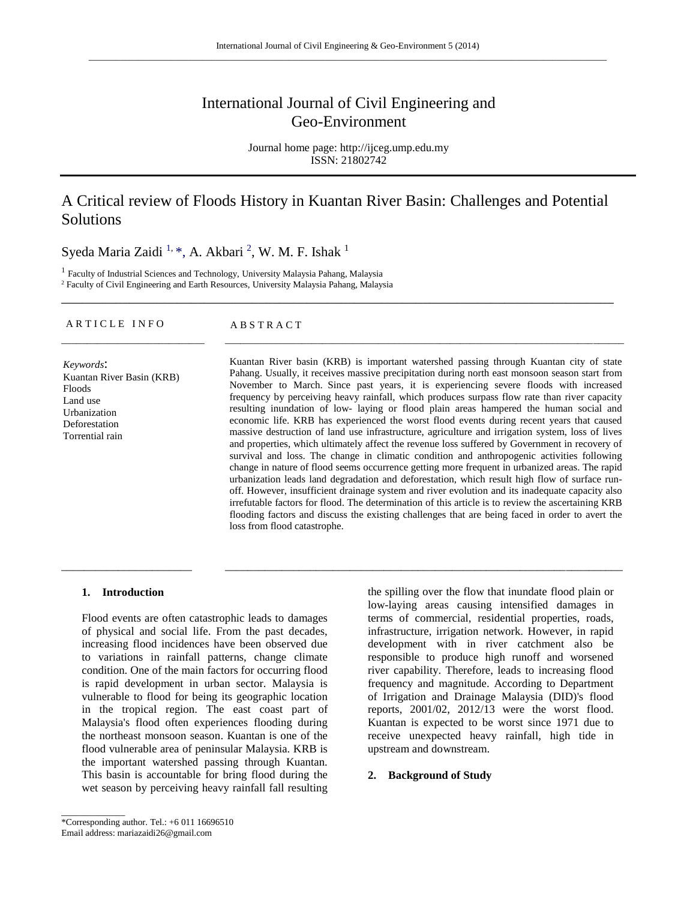# International Journal of Civil Engineering and Geo-Environment

Journal home page: http://ijceg.ump.edu.my
ISSN: 21802742

## A Critical review of Floods History in Kuantan River Basin: Challenges and Potential Solutions

Syeda Maria Zaidi [1,*], A. Akbari [2], W. M. F. Ishak [1]

[1] Faculty of Industrial Sciences and Technology, University Malaysia Pahang, Malaysia
[2] Faculty of Civil Engineering and Earth Resources, University Malaysia Pahang, Malaysia

**ARTICLE INFO**

*Keywords*:
Kuantan River Basin (KRB)
Floods
Land use
Urbanization
Deforestation
Torrential rain

**ABSTRACT**

Kuantan River basin (KRB) is important watershed passing through Kuantan city of state Pahang. Usually, it receives massive precipitation during north east monsoon season start from November to March. Since past years, it is experiencing severe floods with increased frequency by perceiving heavy rainfall, which produces surpass flow rate than river capacity resulting inundation of low- laying or flood plain areas hampered the human social and economic life. KRB has experienced the worst flood events during recent years that caused massive destruction of land use infrastructure, agriculture and irrigation system, loss of lives and properties, which ultimately affect the revenue loss suffered by Government in recovery of survival and loss. The change in climatic condition and anthropogenic activities following change in nature of flood seems occurrence getting more frequent in urbanized areas. The rapid urbanization leads land degradation and deforestation, which result high flow of surface run-off. However, insufficient drainage system and river evolution and its inadequate capacity also irrefutable factors for flood. The determination of this article is to review the ascertaining KRB flooding factors and discuss the existing challenges that are being faced in order to avert the loss from flood catastrophe.

### 1. Introduction

Flood events are often catastrophic leads to damages of physical and social life. From the past decades, increasing flood incidences have been observed due to variations in rainfall patterns, change climate condition. One of the main factors for occurring flood is rapid development in urban sector. Malaysia is vulnerable to flood for being its geographic location in the tropical region. The east coast part of Malaysia's flood often experiences flooding during the northeast monsoon season. Kuantan is one of the flood vulnerable area of peninsular Malaysia. KRB is the important watershed passing through Kuantan. This basin is accountable for bring flood during the wet season by perceiving heavy rainfall fall resulting the spilling over the flow that inundate flood plain or low-laying areas causing intensified damages in terms of commercial, residential properties, roads, infrastructure, irrigation network. However, in rapid development with in river catchment also be responsible to produce high runoff and worsened river capability. Therefore, leads to increasing flood frequency and magnitude. According to Department of Irrigation and Drainage Malaysia (DID)'s flood reports, 2001/02, 2012/13 were the worst flood. Kuantan is expected to be worst since 1971 due to receive unexpected heavy rainfall, high tide in upstream and downstream.

### 2. Background of Study

*Corresponding author. Tel.: +6 011 16696510
Email address: mariazaidi26@gmail.com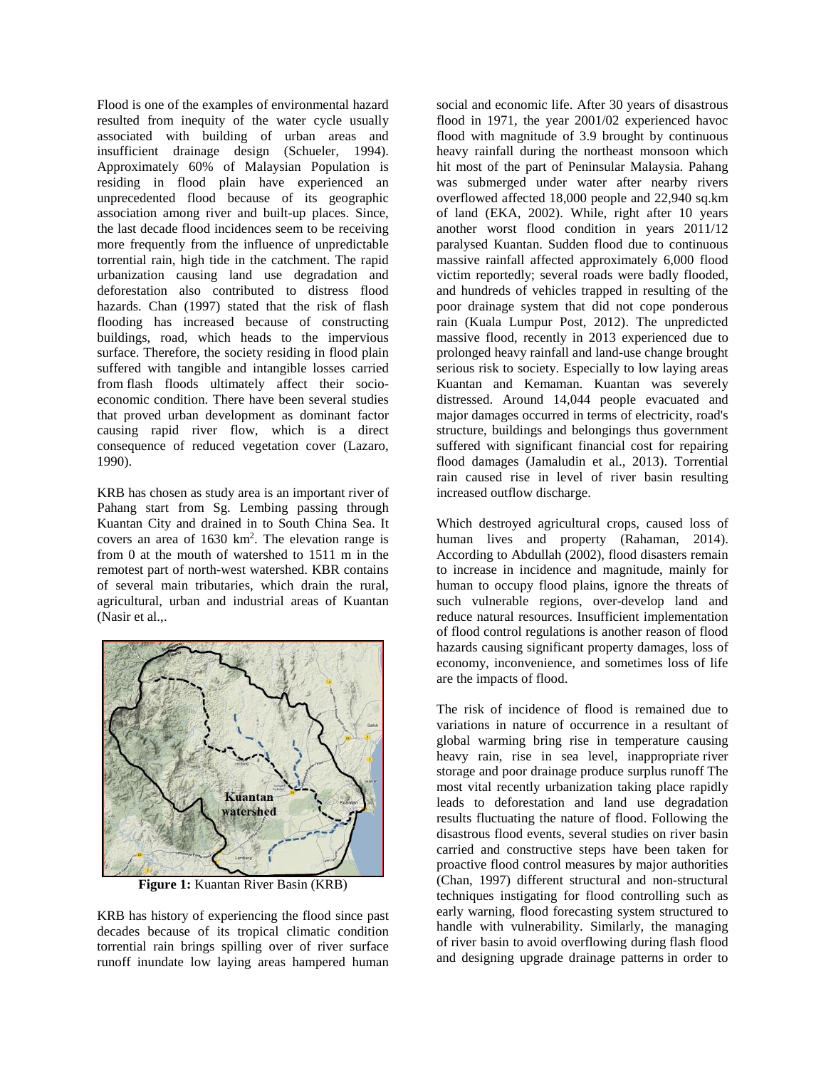Flood is one of the examples of environmental hazard resulted from inequity of the water cycle usually associated with building of urban areas and insufficient drainage design (Schueler, 1994). Approximately 60% of Malaysian Population is residing in flood plain have experienced an unprecedented flood because of its geographic association among river and built-up places. Since, the last decade flood incidences seem to be receiving more frequently from the influence of unpredictable torrential rain, high tide in the catchment. The rapid urbanization causing land use degradation and deforestation also contributed to distress flood hazards. Chan (1997) stated that the risk of flash flooding has increased because of constructing buildings, road, which heads to the impervious surface. Therefore, the society residing in flood plain suffered with tangible and intangible losses carried from flash floods ultimately affect their socio-economic condition. There have been several studies that proved urban development as dominant factor causing rapid river flow, which is a direct consequence of reduced vegetation cover (Lazaro, 1990).

KRB has chosen as study area is an important river of Pahang start from Sg. Lembing passing through Kuantan City and drained in to South China Sea. It covers an area of 1630 km$^2$. The elevation range is from 0 at the mouth of watershed to 1511 m in the remotest part of north-west watershed. KBR contains of several main tributaries, which drain the rural, agricultural, urban and industrial areas of Kuantan (Nasir et al.,.

**Figure 1:** Kuantan River Basin (KRB)

KRB has history of experiencing the flood since past decades because of its tropical climatic condition torrential rain brings spilling over of river surface runoff inundate low laying areas hampered human social and economic life. After 30 years of disastrous flood in 1971, the year 2001/02 experienced havoc flood with magnitude of 3.9 brought by continuous heavy rainfall during the northeast monsoon which hit most of the part of Peninsular Malaysia. Pahang was submerged under water after nearby rivers overflowed affected 18,000 people and 22,940 sq.km of land (EKA, 2002). While, right after 10 years another worst flood condition in years 2011/12 paralysed Kuantan. Sudden flood due to continuous massive rainfall affected approximately 6,000 flood victim reportedly; several roads were badly flooded, and hundreds of vehicles trapped in resulting of the poor drainage system that did not cope ponderous rain (Kuala Lumpur Post, 2012). The unpredicted massive flood, recently in 2013 experienced due to prolonged heavy rainfall and land-use change brought serious risk to society. Especially to low laying areas Kuantan and Kemaman. Kuantan was severely distressed. Around 14,044 people evacuated and major damages occurred in terms of electricity, road's structure, buildings and belongings thus government suffered with significant financial cost for repairing flood damages (Jamaludin et al., 2013). Torrential rain caused rise in level of river basin resulting increased outflow discharge.

Which destroyed agricultural crops, caused loss of human lives and property (Rahaman, 2014). According to Abdullah (2002), flood disasters remain to increase in incidence and magnitude, mainly for human to occupy flood plains, ignore the threats of such vulnerable regions, over-develop land and reduce natural resources. Insufficient implementation of flood control regulations is another reason of flood hazards causing significant property damages, loss of economy, inconvenience, and sometimes loss of life are the impacts of flood.

The risk of incidence of flood is remained due to variations in nature of occurrence in a resultant of global warming bring rise in temperature causing heavy rain, rise in sea level, inappropriate river storage and poor drainage produce surplus runoff The most vital recently urbanization taking place rapidly leads to deforestation and land use degradation results fluctuating the nature of flood. Following the disastrous flood events, several studies on river basin carried and constructive steps have been taken for proactive flood control measures by major authorities (Chan, 1997) different structural and non-structural techniques instigating for flood controlling such as early warning, flood forecasting system structured to handle with vulnerability. Similarly, the managing of river basin to avoid overflowing during flash flood and designing upgrade drainage patterns in order to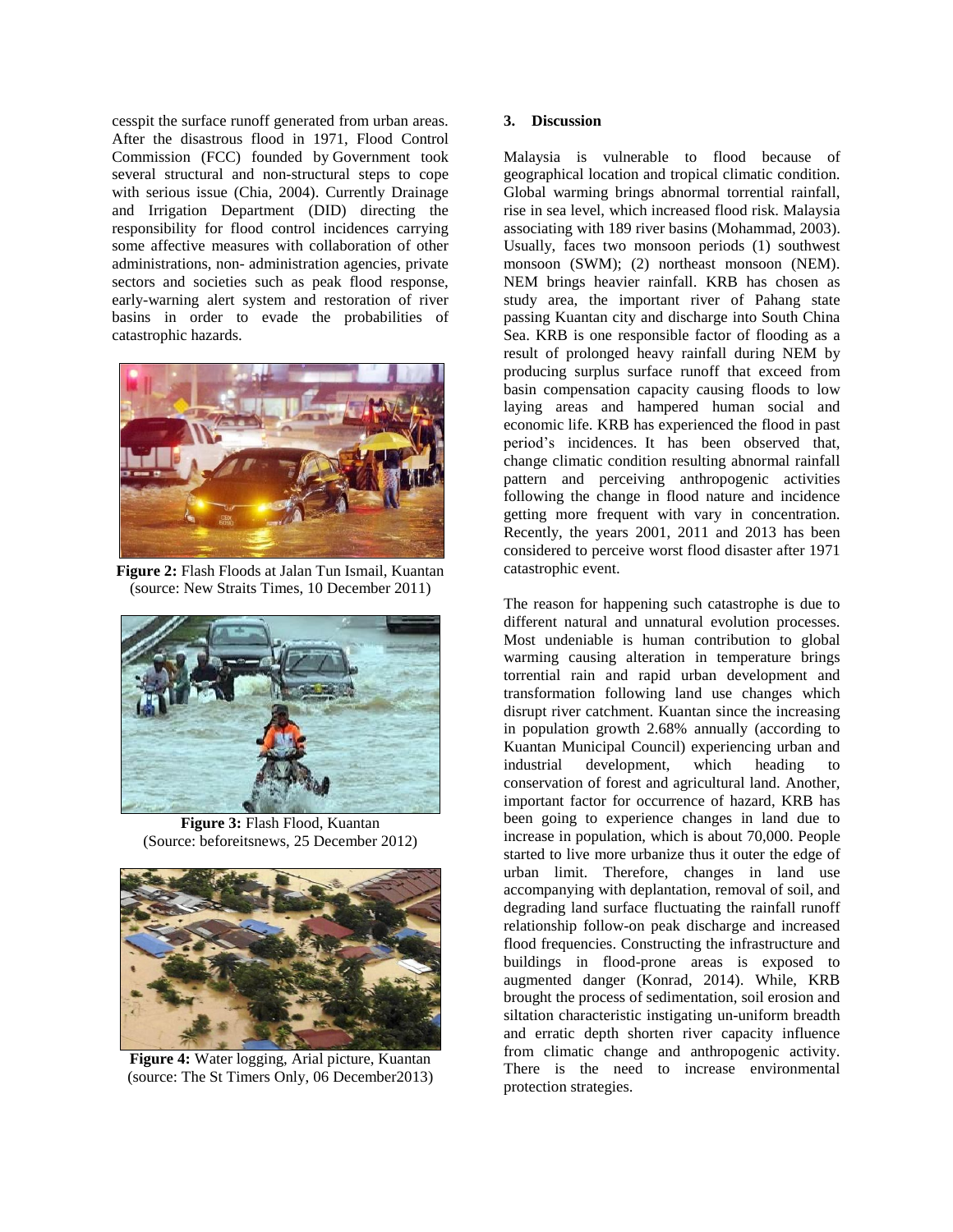cesspit the surface runoff generated from urban areas. After the disastrous flood in 1971, Flood Control Commission (FCC) founded by Government took several structural and non-structural steps to cope with serious issue (Chia, 2004). Currently Drainage and Irrigation Department (DID) directing the responsibility for flood control incidences carrying some affective measures with collaboration of other administrations, non- administration agencies, private sectors and societies such as peak flood response, early-warning alert system and restoration of river basins in order to evade the probabilities of catastrophic hazards.

**Figure 2:** Flash Floods at Jalan Tun Ismail, Kuantan (source: New Straits Times, 10 December 2011)

**Figure 3:** Flash Flood, Kuantan (Source: beforeitsnews, 25 December 2012)

**Figure 4:** Water logging, Arial picture, Kuantan (source: The St Timers Only, 06 December2013)

## 3. Discussion

Malaysia is vulnerable to flood because of geographical location and tropical climatic condition. Global warming brings abnormal torrential rainfall, rise in sea level, which increased flood risk. Malaysia associating with 189 river basins (Mohammad, 2003). Usually, faces two monsoon periods (1) southwest monsoon (SWM); (2) northeast monsoon (NEM). NEM brings heavier rainfall. KRB has chosen as study area, the important river of Pahang state passing Kuantan city and discharge into South China Sea. KRB is one responsible factor of flooding as a result of prolonged heavy rainfall during NEM by producing surplus surface runoff that exceed from basin compensation capacity causing floods to low laying areas and hampered human social and economic life. KRB has experienced the flood in past period's incidences. It has been observed that, change climatic condition resulting abnormal rainfall pattern and perceiving anthropogenic activities following the change in flood nature and incidence getting more frequent with vary in concentration. Recently, the years 2001, 2011 and 2013 has been considered to perceive worst flood disaster after 1971 catastrophic event.

The reason for happening such catastrophe is due to different natural and unnatural evolution processes. Most undeniable is human contribution to global warming causing alteration in temperature brings torrential rain and rapid urban development and transformation following land use changes which disrupt river catchment. Kuantan since the increasing in population growth 2.68% annually (according to Kuantan Municipal Council) experiencing urban and industrial development, which heading to conservation of forest and agricultural land. Another, important factor for occurrence of hazard, KRB has been going to experience changes in land due to increase in population, which is about 70,000. People started to live more urbanize thus it outer the edge of urban limit. Therefore, changes in land use accompanying with deplantation, removal of soil, and degrading land surface fluctuating the rainfall runoff relationship follow-on peak discharge and increased flood frequencies. Constructing the infrastructure and buildings in flood-prone areas is exposed to augmented danger (Konrad, 2014). While, KRB brought the process of sedimentation, soil erosion and siltation characteristic instigating un-uniform breadth and erratic depth shorten river capacity influence from climatic change and anthropogenic activity. There is the need to increase environmental protection strategies.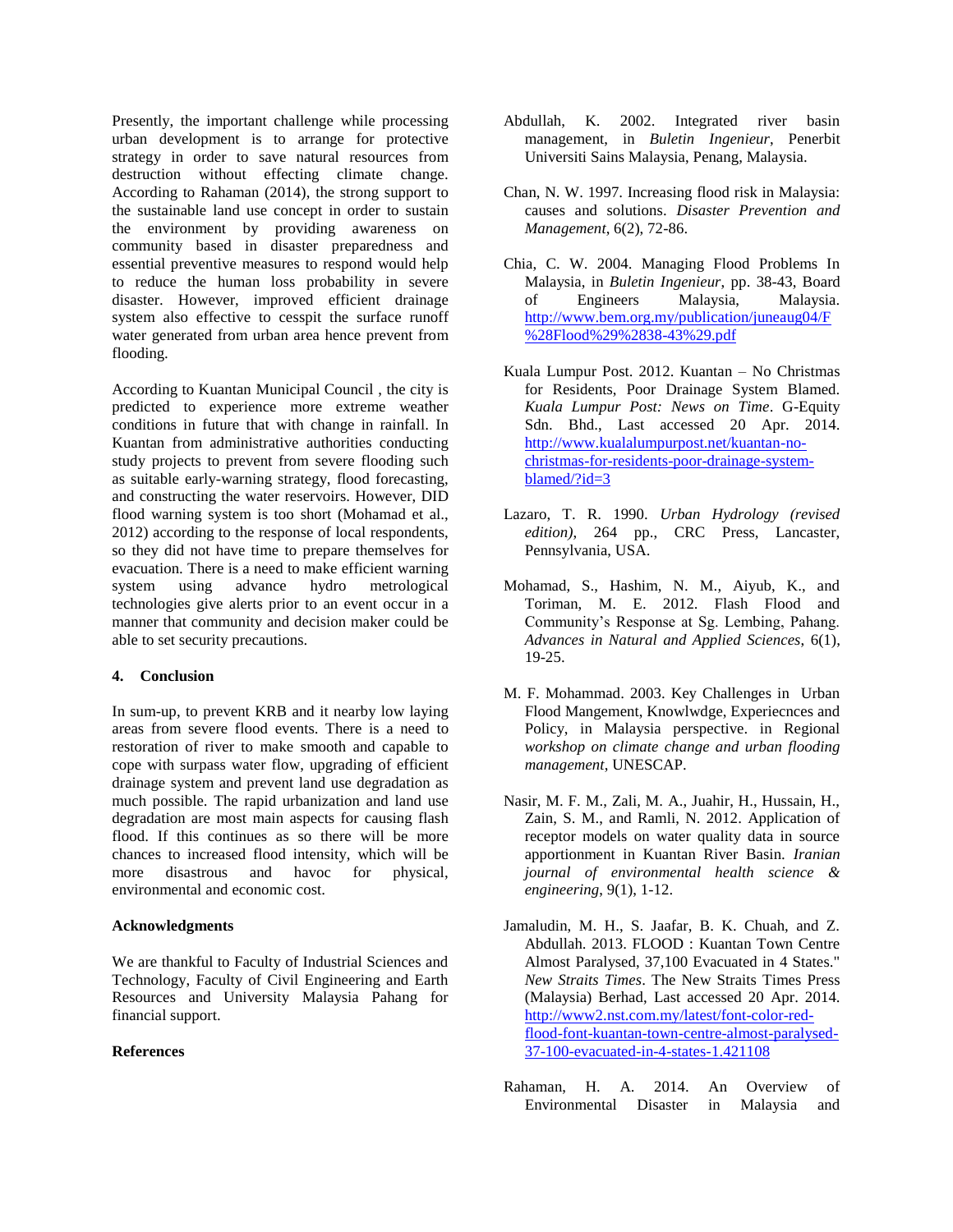Presently, the important challenge while processing urban development is to arrange for protective strategy in order to save natural resources from destruction without effecting climate change. According to Rahaman (2014), the strong support to the sustainable land use concept in order to sustain the environment by providing awareness on community based in disaster preparedness and essential preventive measures to respond would help to reduce the human loss probability in severe disaster. However, improved efficient drainage system also effective to cesspit the surface runoff water generated from urban area hence prevent from flooding.

According to Kuantan Municipal Council , the city is predicted to experience more extreme weather conditions in future that with change in rainfall. In Kuantan from administrative authorities conducting study projects to prevent from severe flooding such as suitable early-warning strategy, flood forecasting, and constructing the water reservoirs. However, DID flood warning system is too short (Mohamad et al., 2012) according to the response of local respondents, so they did not have time to prepare themselves for evacuation. There is a need to make efficient warning system using advance hydro metrological technologies give alerts prior to an event occur in a manner that community and decision maker could be able to set security precautions.

## 4. Conclusion

In sum-up, to prevent KRB and it nearby low laying areas from severe flood events. There is a need to restoration of river to make smooth and capable to cope with surpass water flow, upgrading of efficient drainage system and prevent land use degradation as much possible. The rapid urbanization and land use degradation are most main aspects for causing flash flood. If this continues as so there will be more chances to increased flood intensity, which will be more disastrous and havoc for physical, environmental and economic cost.

## Acknowledgments

We are thankful to Faculty of Industrial Sciences and Technology, Faculty of Civil Engineering and Earth Resources and University Malaysia Pahang for financial support.

## References

Abdullah, K. 2002. Integrated river basin management, in *Buletin Ingenieur*, Penerbit Universiti Sains Malaysia, Penang, Malaysia.

Chan, N. W. 1997. Increasing flood risk in Malaysia: causes and solutions. *Disaster Prevention and Management*, 6(2), 72-86.

Chia, C. W. 2004. Managing Flood Problems In Malaysia, in *Buletin Ingenieur*, pp. 38-43, Board of Engineers Malaysia, Malaysia. http://www.bem.org.my/publication/juneaug04/F%28Flood%29%2838-43%29.pdf

Kuala Lumpur Post. 2012. Kuantan – No Christmas for Residents, Poor Drainage System Blamed. *Kuala Lumpur Post: News on Time*. G-Equity Sdn. Bhd., Last accessed 20 Apr. 2014. http://www.kualalumpurpost.net/kuantan-no-christmas-for-residents-poor-drainage-system-blamed/?id=3

Lazaro, T. R. 1990. *Urban Hydrology (revised edition)*, 264 pp., CRC Press, Lancaster, Pennsylvania, USA.

Mohamad, S., Hashim, N. M., Aiyub, K., and Toriman, M. E. 2012. Flash Flood and Community's Response at Sg. Lembing, Pahang. *Advances in Natural and Applied Sciences*, 6(1), 19-25.

M. F. Mohammad. 2003. Key Challenges in Urban Flood Mangement, Knowlwdge, Experiecnces and Policy, in Malaysia perspective. in Regional *workshop on climate change and urban flooding management*, UNESCAP.

Nasir, M. F. M., Zali, M. A., Juahir, H., Hussain, H., Zain, S. M., and Ramli, N. 2012. Application of receptor models on water quality data in source apportionment in Kuantan River Basin. *Iranian journal of environmental health science & engineering*, 9(1), 1-12.

Jamaludin, M. H., S. Jaafar, B. K. Chuah, and Z. Abdullah. 2013. FLOOD : Kuantan Town Centre Almost Paralysed, 37,100 Evacuated in 4 States." *New Straits Times*. The New Straits Times Press (Malaysia) Berhad, Last accessed 20 Apr. 2014. http://www2.nst.com.my/latest/font-color-red-flood-font-kuantan-town-centre-almost-paralysed-37-100-evacuated-in-4-states-1.421108

Rahaman, H. A. 2014. An Overview of Environmental Disaster in Malaysia and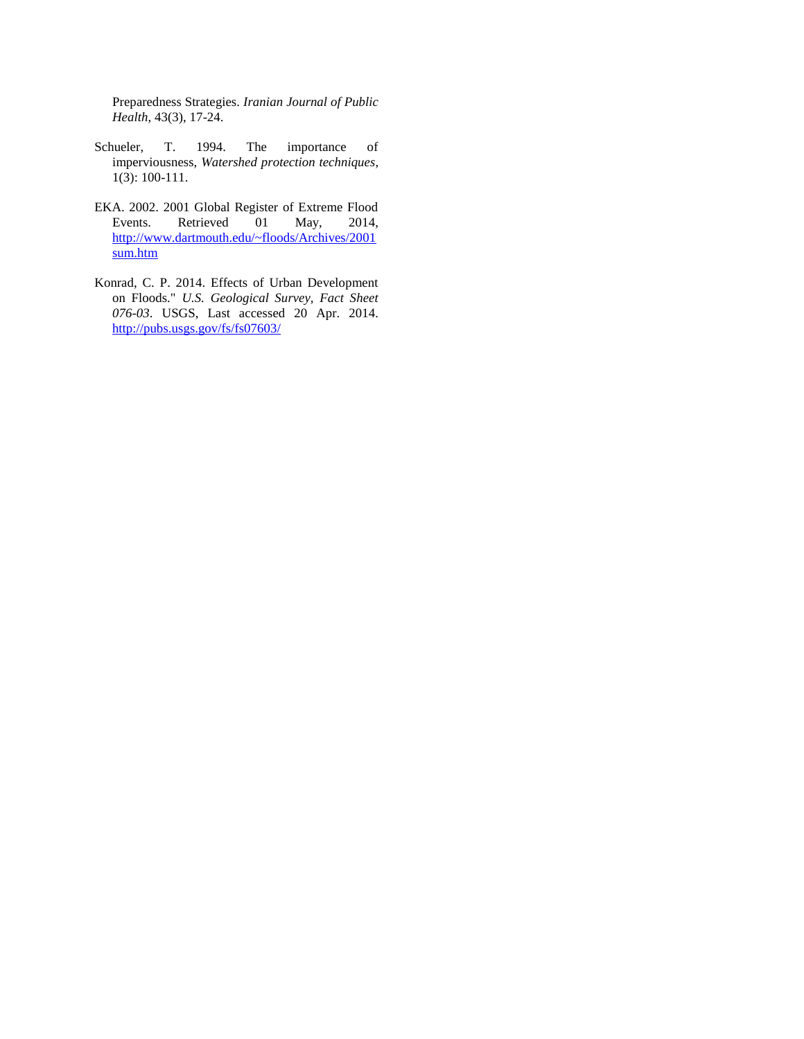Preparedness Strategies. *Iranian Journal of Public Health*, 43(3), 17-24.

Schueler, T. 1994. The importance of imperviousness, *Watershed protection techniques*, 1(3): 100-111.

EKA. 2002. 2001 Global Register of Extreme Flood Events. Retrieved 01 May, 2014, http://www.dartmouth.edu/~floods/Archives/2001sum.htm

Konrad, C. P. 2014. Effects of Urban Development on Floods." *U.S. Geological Survey, Fact Sheet 076-03*. USGS, Last accessed 20 Apr. 2014. http://pubs.usgs.gov/fs/fs07603/